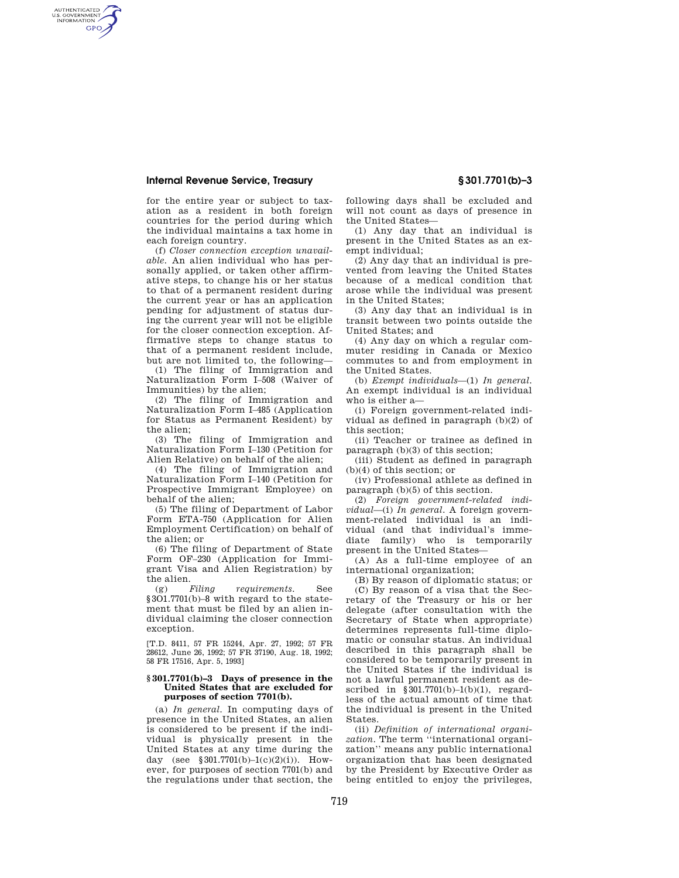for the entire year or subject to taxation as a resident in both foreign countries for the period during which the individual maintains a tax home in each foreign country.

(f) *Closer connection exception unavailable.* An alien individual who has personally applied, or taken other affirmative steps, to change his or her status to that of a permanent resident during the current year or has an application pending for adjustment of status during the current year will not be eligible for the closer connection exception. Affirmative steps to change status to that of a permanent resident include, but are not limited to, the following—

(1) The filing of Immigration and Naturalization Form I–508 (Waiver of Immunities) by the alien;

(2) The filing of Immigration and Naturalization Form I–485 (Application for Status as Permanent Resident) by the alien;

(3) The filing of Immigration and Naturalization Form I–130 (Petition for Alien Relative) on behalf of the alien;

(4) The filing of Immigration and Naturalization Form I–140 (Petition for Prospective Immigrant Employee) on behalf of the alien;

(5) The filing of Department of Labor Form ETA-750 (Application for Alien Employment Certification) on behalf of the alien; or

(6) The filing of Department of State Form OF–230 (Application for Immigrant Visa and Alien Registration) by the alien.

(g) *Filing requirements.* See §301.7701(b)–8 with regard to the statement that must be filed by an alien individual claiming the closer connection exception.

[T.D. 8411, 57 FR 15244, Apr. 27, 1992; 57 FR 28612, June 26, 1992; 57 FR 37190, Aug. 18, 1992; 58 FR 17516, Apr. 5, 1993]

### §301.7701(b)–3 Days of presence in the United States that are excluded for purposes of section 7701(b).

(a) *In general.* In computing days of presence in the United States, an alien is considered to be present if the individual is physically present in the United States at any time during the day (see §301.7701(b)–1(c)(2)(i)). However, for purposes of section 7701(b) and the regulations under that section, the following days shall be excluded and will not count as days of presence in the United States—

(1) Any day that an individual is present in the United States as an exempt individual;

(2) Any day that an individual is prevented from leaving the United States because of a medical condition that arose while the individual was present in the United States;

(3) Any day that an individual is in transit between two points outside the United States; and

(4) Any day on which a regular commuter residing in Canada or Mexico commutes to and from employment in the United States.

(b) *Exempt individuals*—(1) *In general.* An exempt individual is an individual who is either a—

(i) Foreign government-related individual as defined in paragraph (b)(2) of this section;

(ii) Teacher or trainee as defined in paragraph (b)(3) of this section;

(iii) Student as defined in paragraph (b)(4) of this section; or

(iv) Professional athlete as defined in paragraph (b)(5) of this section.

(2) *Foreign government-related individual*—(i) *In general.* A foreign government-related individual is an individual (and that individual's immediate family) who is temporarily present in the United States—

(A) As a full-time employee of an international organization;

(B) By reason of diplomatic status; or

(C) By reason of a visa that the Secretary of the Treasury or his or her delegate (after consultation with the Secretary of State when appropriate) determines represents full-time diplomatic or consular status. An individual described in this paragraph shall be considered to be temporarily present in the United States if the individual is not a lawful permanent resident as described in §301.7701(b)–1(b)(1), regardless of the actual amount of time that the individual is present in the United States.

(ii) *Definition of international organization.* The term ''international organization'' means any public international organization that has been designated by the President by Executive Order as being entitled to enjoy the privileges,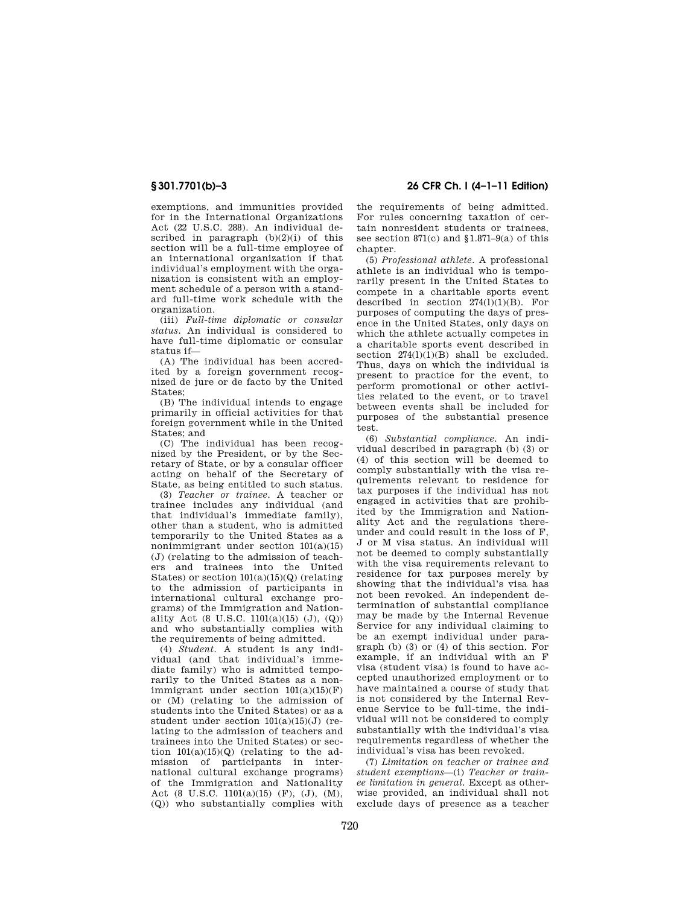exemptions, and immunities provided for in the International Organizations Act (22 U.S.C. 288). An individual described in paragraph (b)(2)(i) of this section will be a full-time employee of an international organization if that individual's employment with the organization is consistent with an employment schedule of a person with a standard full-time work schedule with the organization.

(iii) *Full-time diplomatic or consular status.* An individual is considered to have full-time diplomatic or consular status if—

(A) The individual has been accredited by a foreign government recognized de jure or de facto by the United States;

(B) The individual intends to engage primarily in official activities for that foreign government while in the United States; and

(C) The individual has been recognized by the President, or by the Secretary of State, or by a consular officer acting on behalf of the Secretary of State, as being entitled to such status.

(3) *Teacher or trainee.* A teacher or trainee includes any individual (and that individual's immediate family), other than a student, who is admitted temporarily to the United States as a nonimmigrant under section 101(a)(15)(J) (relating to the admission of teachers and trainees into the United States) or section 101(a)(15)(Q) (relating to the admission of participants in international cultural exchange programs) of the Immigration and Nationality Act (8 U.S.C. 1101(a)(15) (J), (Q)) and who substantially complies with the requirements of being admitted.

(4) *Student.* A student is any individual (and that individual's immediate family) who is admitted temporarily to the United States as a nonimmigrant under section 101(a)(15)(F) or (M) (relating to the admission of students into the United States) or as a student under section 101(a)(15)(J) (relating to the admission of teachers and trainees into the United States) or section 101(a)(15)(Q) (relating to the admission of participants in international cultural exchange programs) of the Immigration and Nationality Act (8 U.S.C. 1101(a)(15) (F), (J), (M), (Q)) who substantially complies with the requirements of being admitted. For rules concerning taxation of certain nonresident students or trainees, see section 871(c) and §1.871–9(a) of this chapter.

(5) *Professional athlete.* A professional athlete is an individual who is temporarily present in the United States to compete in a charitable sports event described in section 274(l)(1)(B). For purposes of computing the days of presence in the United States, only days on which the athlete actually competes in a charitable sports event described in section 274(l)(1)(B) shall be excluded. Thus, days on which the individual is present to practice for the event, to perform promotional or other activities related to the event, or to travel between events shall be included for purposes of the substantial presence test.

(6) *Substantial compliance.* An individual described in paragraph (b) (3) or (4) of this section will be deemed to comply substantially with the visa requirements relevant to residence for tax purposes if the individual has not engaged in activities that are prohibited by the Immigration and Nationality Act and the regulations thereunder and could result in the loss of F, J or M visa status. An individual will not be deemed to comply substantially with the visa requirements relevant to residence for tax purposes merely by showing that the individual's visa has not been revoked. An independent determination of substantial compliance may be made by the Internal Revenue Service for any individual claiming to be an exempt individual under paragraph (b) (3) or (4) of this section. For example, if an individual with an F visa (student visa) is found to have accepted unauthorized employment or to have maintained a course of study that is not considered by the Internal Revenue Service to be full-time, the individual will not be considered to comply substantially with the individual's visa requirements regardless of whether the individual's visa has been revoked.

(7) *Limitation on teacher or trainee and student exemptions*—(i) *Teacher or trainee limitation in general.* Except as otherwise provided, an individual shall not exclude days of presence as a teacher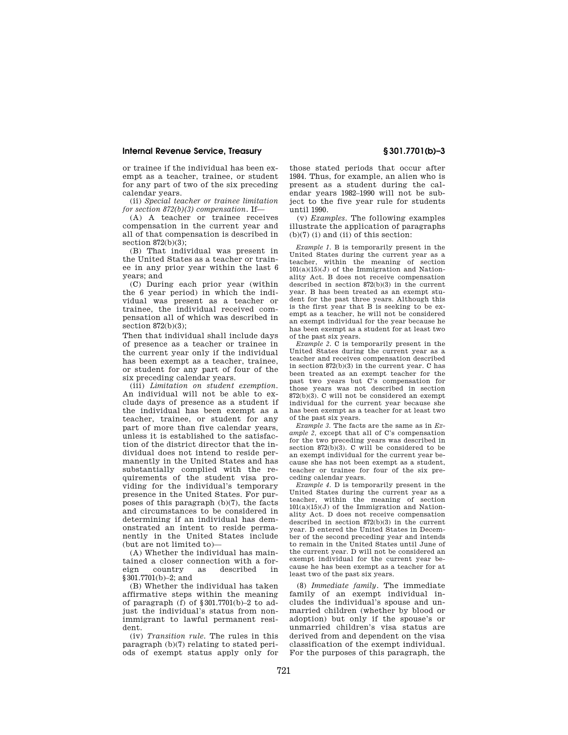or trainee if the individual has been exempt as a teacher, trainee, or student for any part of two of the six preceding calendar years.

(ii) *Special teacher or trainee limitation for section 872(b)(3) compensation.* If—

(A) A teacher or trainee receives compensation in the current year and all of that compensation is described in section 872(b)(3);

(B) That individual was present in the United States as a teacher or trainee in any prior year within the last 6 years; and

(C) During each prior year (within the 6 year period) in which the individual was present as a teacher or trainee, the individual received compensation all of which was described in section 872(b)(3);

Then that individual shall include days of presence as a teacher or trainee in the current year only if the individual has been exempt as a teacher, trainee, or student for any part of four of the six preceding calendar years.

(iii) *Limitation on student exemption.* An individual will not be able to exclude days of presence as a student if the individual has been exempt as a teacher, trainee, or student for any part of more than five calendar years, unless it is established to the satisfaction of the district director that the individual does not intend to reside permanently in the United States and has substantially complied with the requirements of the student visa providing for the individual's temporary presence in the United States. For purposes of this paragraph (b)(7), the facts and circumstances to be considered in determining if an individual has demonstrated an intent to reside permanently in the United States include (but are not limited to)—

(A) Whether the individual has maintained a closer connection with a foreign country as described in §301.7701(b)–2; and

(B) Whether the individual has taken affirmative steps within the meaning of paragraph (f) of §301.7701(b)–2 to adjust the individual's status from nonimmigrant to lawful permanent resident.

(iv) *Transition rule.* The rules in this paragraph (b)(7) relating to stated periods of exempt status apply only for those stated periods that occur after 1984. Thus, for example, an alien who is present as a student during the calendar years 1982–1990 will not be subject to the five year rule for students until 1990.

(v) *Examples.* The following examples illustrate the application of paragraphs (b)(7) (i) and (ii) of this section:

*Example 1.* B is temporarily present in the United States during the current year as a teacher, within the meaning of section 101(a)(15)(J) of the Immigration and Nationality Act. B does not receive compensation described in section 872(b)(3) in the current year. B has been treated as an exempt student for the past three years. Although this is the first year that B is seeking to be exempt as a teacher, he will not be considered an exempt individual for the year because he has been exempt as a student for at least two of the past six years.

*Example 2.* C is temporarily present in the United States during the current year as a teacher and receives compensation described in section 872(b)(3) in the current year. C has been treated as an exempt teacher for the past two years but C's compensation for those years was not described in section 872(b)(3). C will not be considered an exempt individual for the current year because she has been exempt as a teacher for at least two of the past six years.

*Example 3.* The facts are the same as in *Example 2,* except that all of C's compensation for the two preceding years was described in section 872(b)(3). C will be considered to be an exempt individual for the current year because she has not been exempt as a student, teacher or trainee for four of the six preceding calendar years.

*Example 4.* D is temporarily present in the United States during the current year as a teacher, within the meaning of section 101(a)(15)(J) of the Immigration and Nationality Act. D does not receive compensation described in section 872(b)(3) in the current year. D entered the United States in December of the second preceding year and intends to remain in the United States until June of the current year. D will not be considered an exempt individual for the current year because he has been exempt as a teacher for at least two of the past six years.

(8) *Immediate family.* The immediate family of an exempt individual includes the individual's spouse and unmarried children (whether by blood or adoption) but only if the spouse's or unmarried children's visa status are derived from and dependent on the visa classification of the exempt individual. For the purposes of this paragraph, the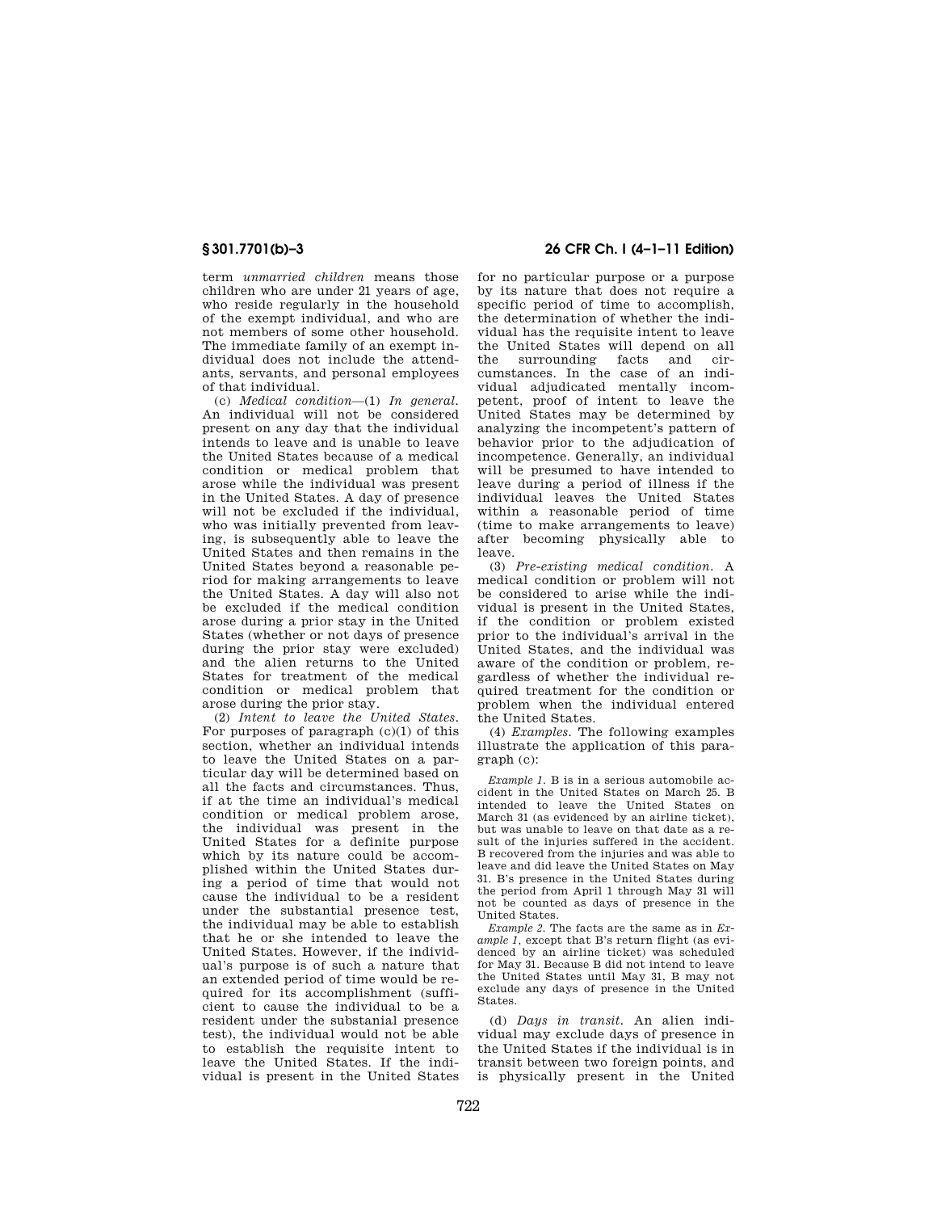term *unmarried children* means those children who are under 21 years of age, who reside regularly in the household of the exempt individual, and who are not members of some other household. The immediate family of an exempt individual does not include the attendants, servants, and personal employees of that individual.

(c) *Medical condition*—(1) *In general.* An individual will not be considered present on any day that the individual intends to leave and is unable to leave the United States because of a medical condition or medical problem that arose while the individual was present in the United States. A day of presence will not be excluded if the individual, who was initially prevented from leaving, is subsequently able to leave the United States and then remains in the United States beyond a reasonable period for making arrangements to leave the United States. A day will also not be excluded if the medical condition arose during a prior stay in the United States (whether or not days of presence during the prior stay were excluded) and the alien returns to the United States for treatment of the medical condition or medical problem that arose during the prior stay.

(2) *Intent to leave the United States.* For purposes of paragraph (c)(1) of this section, whether an individual intends to leave the United States on a particular day will be determined based on all the facts and circumstances. Thus, if at the time an individual's medical condition or medical problem arose, the individual was present in the United States for a definite purpose which by its nature could be accomplished within the United States during a period of time that would not cause the individual to be a resident under the substantial presence test, the individual may be able to establish that he or she intended to leave the United States. However, if the individual's purpose is of such a nature that an extended period of time would be required for its accomplishment (sufficient to cause the individual to be a resident under the substanial presence test), the individual would not be able to establish the requisite intent to leave the United States. If the individual is present in the United States for no particular purpose or a purpose by its nature that does not require a specific period of time to accomplish, the determination of whether the individual has the requisite intent to leave the United States will depend on all the surrounding facts and circumstances. In the case of an individual adjudicated mentally incompetent, proof of intent to leave the United States may be determined by analyzing the incompetent's pattern of behavior prior to the adjudication of incompetence. Generally, an individual will be presumed to have intended to leave during a period of illness if the individual leaves the United States within a reasonable period of time (time to make arrangements to leave) after becoming physically able to leave.

(3) *Pre-existing medical condition.* A medical condition or problem will not be considered to arise while the individual is present in the United States, if the condition or problem existed prior to the individual's arrival in the United States, and the individual was aware of the condition or problem, regardless of whether the individual required treatment for the condition or problem when the individual entered the United States.

(4) *Examples.* The following examples illustrate the application of this paragraph (c):

*Example 1.* B is in a serious automobile accident in the United States on March 25. B intended to leave the United States on March 31 (as evidenced by an airline ticket), but was unable to leave on that date as a result of the injuries suffered in the accident. B recovered from the injuries and was able to leave and did leave the United States on May 31. B's presence in the United States during the period from April 1 through May 31 will not be counted as days of presence in the United States.

*Example 2.* The facts are the same as in *Example 1*, except that B's return flight (as evidenced by an airline ticket) was scheduled for May 31. Because B did not intend to leave the United States until May 31, B may not exclude any days of presence in the United States.

(d) *Days in transit.* An alien individual may exclude days of presence in the United States if the individual is in transit between two foreign points, and is physically present in the United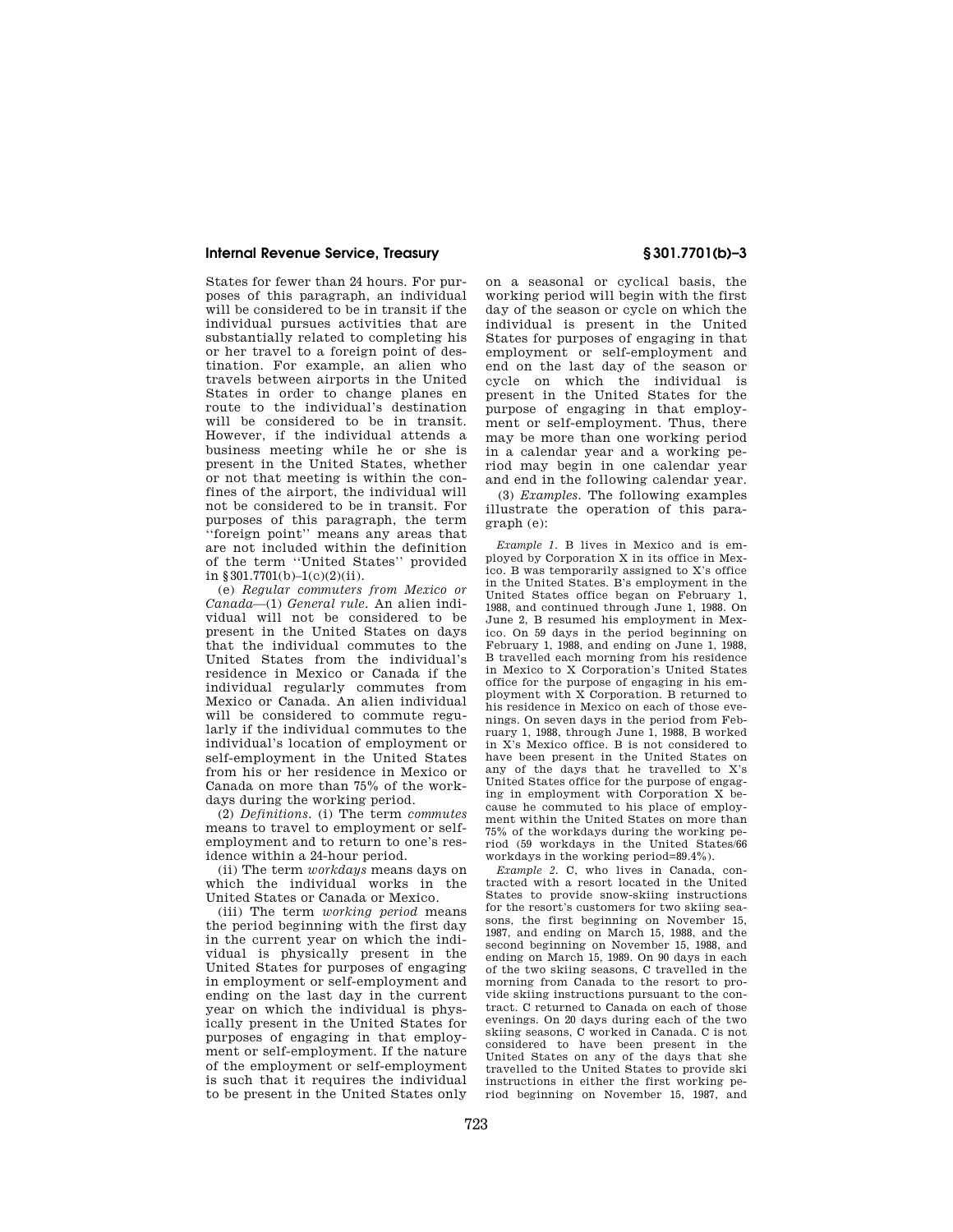States for fewer than 24 hours. For purposes of this paragraph, an individual will be considered to be in transit if the individual pursues activities that are substantially related to completing his or her travel to a foreign point of destination. For example, an alien who travels between airports in the United States in order to change planes en route to the individual's destination will be considered to be in transit. However, if the individual attends a business meeting while he or she is present in the United States, whether or not that meeting is within the confines of the airport, the individual will not be considered to be in transit. For purposes of this paragraph, the term ''foreign point'' means any areas that are not included within the definition of the term ''United States'' provided in §301.7701(b)–1(c)(2)(ii).

(e) *Regular commuters from Mexico or Canada*—(1) *General rule.* An alien individual will not be considered to be present in the United States on days that the individual commutes to the United States from the individual's residence in Mexico or Canada if the individual regularly commutes from Mexico or Canada. An alien individual will be considered to commute regularly if the individual commutes to the individual's location of employment or self-employment in the United States from his or her residence in Mexico or Canada on more than 75% of the workdays during the working period.

(2) *Definitions.* (i) The term *commutes* means to travel to employment or self-employment and to return to one's residence within a 24-hour period.

(ii) The term *workdays* means days on which the individual works in the United States or Canada or Mexico.

(iii) The term *working period* means the period beginning with the first day in the current year on which the individual is physically present in the United States for purposes of engaging in employment or self-employment and ending on the last day in the current year on which the individual is physically present in the United States for purposes of engaging in that employment or self-employment. If the nature of the employment or self-employment is such that it requires the individual to be present in the United States only on a seasonal or cyclical basis, the working period will begin with the first day of the season or cycle on which the individual is present in the United States for purposes of engaging in that employment or self-employment and end on the last day of the season or cycle on which the individual is present in the United States for the purpose of engaging in that employment or self-employment. Thus, there may be more than one working period in a calendar year and a working period may begin in one calendar year and end in the following calendar year.

(3) *Examples.* The following examples illustrate the operation of this paragraph (e):

*Example 1.* B lives in Mexico and is employed by Corporation X in its office in Mexico. B was temporarily assigned to X's office in the United States. B's employment in the United States office began on February 1, 1988, and continued through June 1, 1988. On June 2, B resumed his employment in Mexico. On 59 days in the period beginning on February 1, 1988, and ending on June 1, 1988, B travelled each morning from his residence in Mexico to X Corporation's United States office for the purpose of engaging in his employment with X Corporation. B returned to his residence in Mexico on each of those evenings. On seven days in the period from February 1, 1988, through June 1, 1988, B worked in X's Mexico office. B is not considered to have been present in the United States on any of the days that he travelled to X's United States office for the purpose of engaging in employment with Corporation X because he commuted to his place of employment within the United States on more than 75% of the workdays during the working period (59 workdays in the United States/66 workdays in the working period=89.4%).

*Example 2.* C, who lives in Canada, contracted with a resort located in the United States to provide snow-skiing instructions for the resort's customers for two skiing seasons, the first beginning on November 15, 1987, and ending on March 15, 1988, and the second beginning on November 15, 1988, and ending on March 15, 1989. On 90 days in each of the two skiing seasons, C travelled in the morning from Canada to the resort to provide skiing instructions pursuant to the contract. C returned to Canada on each of those evenings. On 20 days during each of the two skiing seasons, C worked in Canada. C is not considered to have been present in the United States on any of the days that she travelled to the United States to provide ski instructions in either the first working period beginning on November 15, 1987, and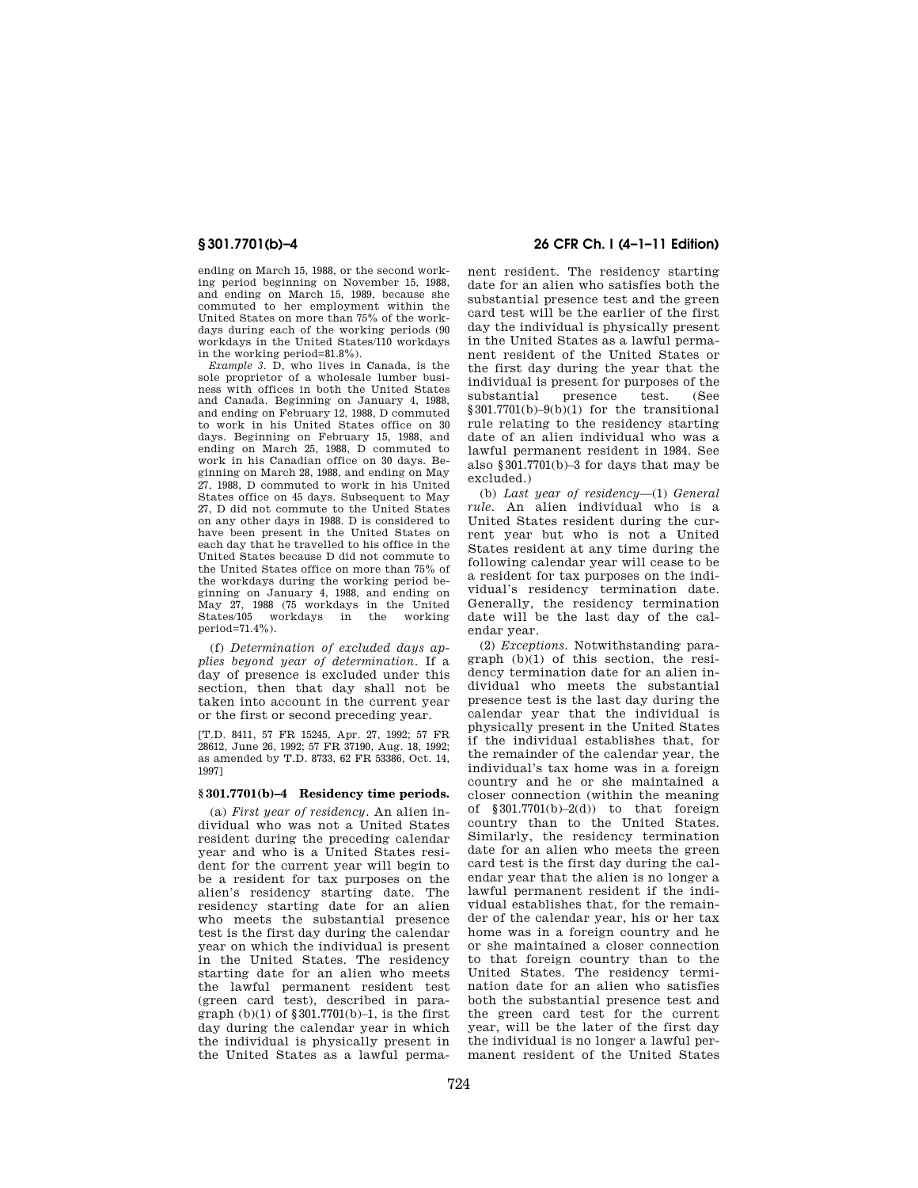ending on March 15, 1988, or the second working period beginning on November 15, 1988, and ending on March 15, 1989, because she commuted to her employment within the United States on more than 75% of the workdays during each of the working periods (90 workdays in the United States/110 workdays in the working period=81.8%).

*Example 3.* D, who lives in Canada, is the sole proprietor of a wholesale lumber business with offices in both the United States and Canada. Beginning on January 4, 1988, and ending on February 12, 1988, D commuted to work in his United States office on 30 days. Beginning on February 15, 1988, and ending on March 25, 1988, D commuted to work in his Canadian office on 30 days. Beginning on March 28, 1988, and ending on May 27, 1988, D commuted to work in his United States office on 45 days. Subsequent to May 27, D did not commute to the United States on any other days in 1988. D is considered to have been present in the United States on each day that he travelled to his office in the United States because D did not commute to the United States office on more than 75% of the workdays during the working period beginning on January 4, 1988, and ending on May 27, 1988 (75 workdays in the United States/105 workdays in the working period=71.4%).

(f) *Determination of excluded days applies beyond year of determination.* If a day of presence is excluded under this section, then that day shall not be taken into account in the current year or the first or second preceding year.

[T.D. 8411, 57 FR 15245, Apr. 27, 1992; 57 FR 28612, June 26, 1992; 57 FR 37190, Aug. 18, 1992; as amended by T.D. 8733, 62 FR 53386, Oct. 14, 1997]

## § 301.7701(b)–4 Residency time periods.

(a) *First year of residency.* An alien individual who was not a United States resident during the preceding calendar year and who is a United States resident for the current year will begin to be a resident for tax purposes on the alien's residency starting date. The residency starting date for an alien who meets the substantial presence test is the first day during the calendar year on which the individual is present in the United States. The residency starting date for an alien who meets the lawful permanent resident test (green card test), described in paragraph (b)(1) of §301.7701(b)–1, is the first day during the calendar year in which the individual is physically present in the United States as a lawful permanent resident. The residency starting date for an alien who satisfies both the substantial presence test and the green card test will be the earlier of the first day the individual is physically present in the United States as a lawful permanent resident of the United States or the first day during the year that the individual is present for purposes of the substantial presence test. (See §301.7701(b)–9(b)(1) for the transitional rule relating to the residency starting date of an alien individual who was a lawful permanent resident in 1984. See also §301.7701(b)–3 for days that may be excluded.)

(b) *Last year of residency*—(1) *General rule.* An alien individual who is a United States resident during the current year but who is not a United States resident at any time during the following calendar year will cease to be a resident for tax purposes on the individual's residency termination date. Generally, the residency termination date will be the last day of the calendar year.

(2) *Exceptions.* Notwithstanding paragraph (b)(1) of this section, the residency termination date for an alien individual who meets the substantial presence test is the last day during the calendar year that the individual is physically present in the United States if the individual establishes that, for the remainder of the calendar year, the individual's tax home was in a foreign country and he or she maintained a closer connection (within the meaning of §301.7701(b)–2(d)) to that foreign country than to the United States. Similarly, the residency termination date for an alien who meets the green card test is the first day during the calendar year that the alien is no longer a lawful permanent resident if the individual establishes that, for the remainder of the calendar year, his or her tax home was in a foreign country and he or she maintained a closer connection to that foreign country than to the United States. The residency termination date for an alien who satisfies both the substantial presence test and the green card test for the current year, will be the later of the first day the individual is no longer a lawful permanent resident of the United States